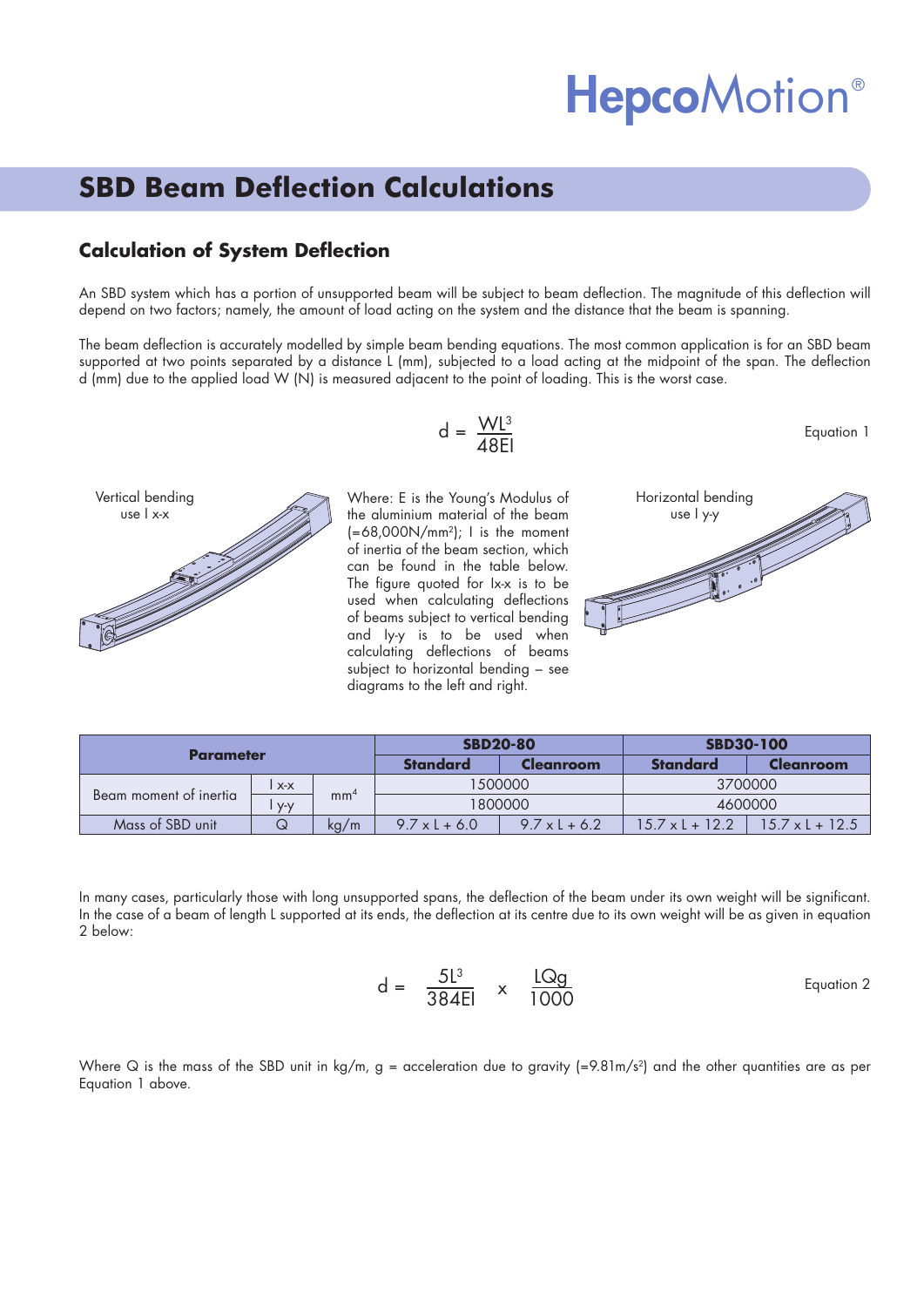# SBD Beam Deflection Calculations

## Calculation of System Deflection

An SBD system which has a portion of unsupported beam will be subject to beam deflection. The magnitude of this deflection will depend on two factors; namely, the amount of load acting on the system and the distance that the beam is spanning.

The beam deflection is accurately modelled by simple beam bending equations. The most common application is for an SBD beam supported at two points separated by a distance L (mm), subjected to a load acting at the midpoint of the span. The deflection d (mm) due to the applied load W (N) is measured adjacent to the point of loading. This is the worst case.

$$d = \frac{WL^3}{48EI} \qquad \text{Equation 1}$$

Vertical bending use I x-x

Where: E is the Young's Modulus of the aluminium material of the beam ($=68{,}000 N/mm^2$); I is the moment of inertia of the beam section, which can be found in the table below. The figure quoted for Ix-x is to be used when calculating deflections of beams subject to vertical bending and Iy-y is to be used when calculating deflections of beams subject to horizontal bending – see diagrams to the left and right.

Horizontal bending use I y-y

| Parameter | | | SBD20-80 | | SBD30-100 | |
|---|---|---|---|---|---|---|
| | | | Standard | Cleanroom | Standard | Cleanroom |
| Beam moment of inertia | I x-x | $mm^4$ | 1500000 | | 3700000 | |
| | I y-y | | 1800000 | | 4600000 | |
| Mass of SBD unit | Q | kg/m | 9.7 x L + 6.0 | 9.7 x L + 6.2 | 15.7 x L + 12.2 | 15.7 x L + 12.5 |

In many cases, particularly those with long unsupported spans, the deflection of the beam under its own weight will be significant. In the case of a beam of length L supported at its ends, the deflection at its centre due to its own weight will be as given in equation 2 below:

$$d = \frac{5L^3}{384EI} \times \frac{LQg}{1000} \qquad \text{Equation 2}$$

Where Q is the mass of the SBD unit in kg/m, g = acceleration due to gravity ($=9.81m/s^2$) and the other quantities are as per Equation 1 above.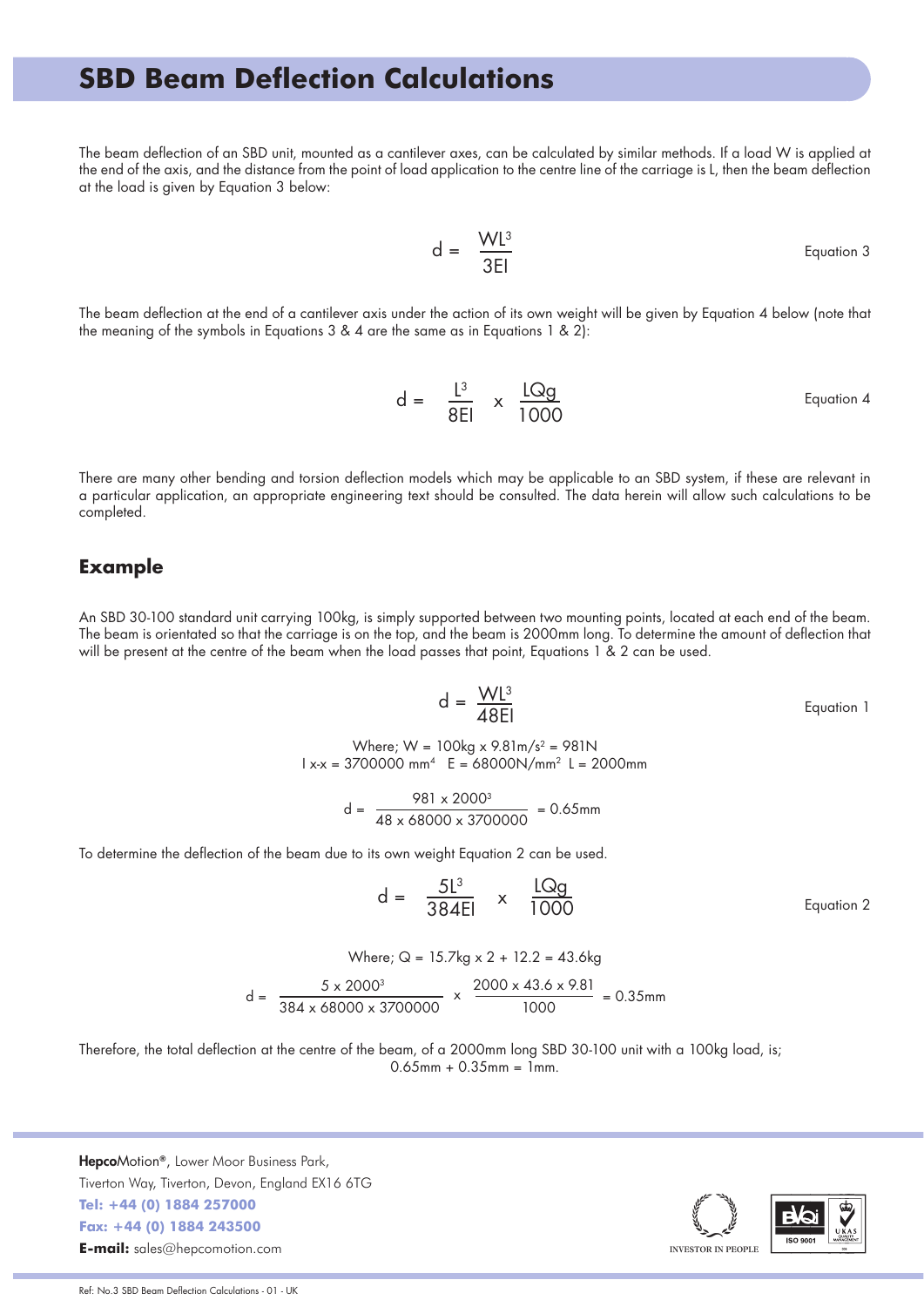# SBD Beam Deflection Calculations

The beam deflection of an SBD unit, mounted as a cantilever axes, can be calculated by similar methods. If a load W is applied at the end of the axis, and the distance from the point of load application to the centre line of the carriage is L, then the beam deflection at the load is given by Equation 3 below:

$$d = \frac{WL^3}{3EI} \qquad \text{Equation 3}$$

The beam deflection at the end of a cantilever axis under the action of its own weight will be given by Equation 4 below (note that the meaning of the symbols in Equations 3 & 4 are the same as in Equations 1 & 2):

$$d = \frac{L^3}{8EI} \times \frac{LQg}{1000} \qquad \text{Equation 4}$$

There are many other bending and torsion deflection models which may be applicable to an SBD system, if these are relevant in a particular application, an appropriate engineering text should be consulted. The data herein will allow such calculations to be completed.

## Example

An SBD 30-100 standard unit carrying 100kg, is simply supported between two mounting points, located at each end of the beam. The beam is orientated so that the carriage is on the top, and the beam is 2000mm long. To determine the amount of deflection that will be present at the centre of the beam when the load passes that point, Equations 1 & 2 can be used.

$$d = \frac{WL^3}{48EI} \qquad \text{Equation 1}$$

Where; $W = 100\text{kg} \times 9.81\text{m/s}^2 = 981\text{N}$

$I_{x\text{-}x} = 3700000\ \text{mm}^4 \quad E = 68000\text{N/mm}^2 \quad L = 2000\text{mm}$

$$d = \frac{981 \times 2000^3}{48 \times 68000 \times 3700000} = 0.65\text{mm}$$

To determine the deflection of the beam due to its own weight Equation 2 can be used.

$$d = \frac{5L^3}{384EI} \times \frac{LQg}{1000} \qquad \text{Equation 2}$$

Where; $Q = 15.7\text{kg} \times 2 + 12.2 = 43.6\text{kg}$

$$d = \frac{5 \times 2000^3}{384 \times 68000 \times 3700000} \times \frac{2000 \times 43.6 \times 9.81}{1000} = 0.35\text{mm}$$

Therefore, the total deflection at the centre of the beam, of a 2000mm long SBD 30-100 unit with a 100kg load, is;

0.65mm + 0.35mm = 1mm.

**Hepco**Motion®, Lower Moor Business Park,
Tiverton Way, Tiverton, Devon, England EX16 6TG

**Tel: +44 (0) 1884 257000**

**Fax: +44 (0) 1884 243500**

**E-mail:** sales@hepcomotion.com

INVESTOR IN PEOPLE

ISO 9001

Ref: No.3 SBD Beam Deflection Calculations - 01 - UK